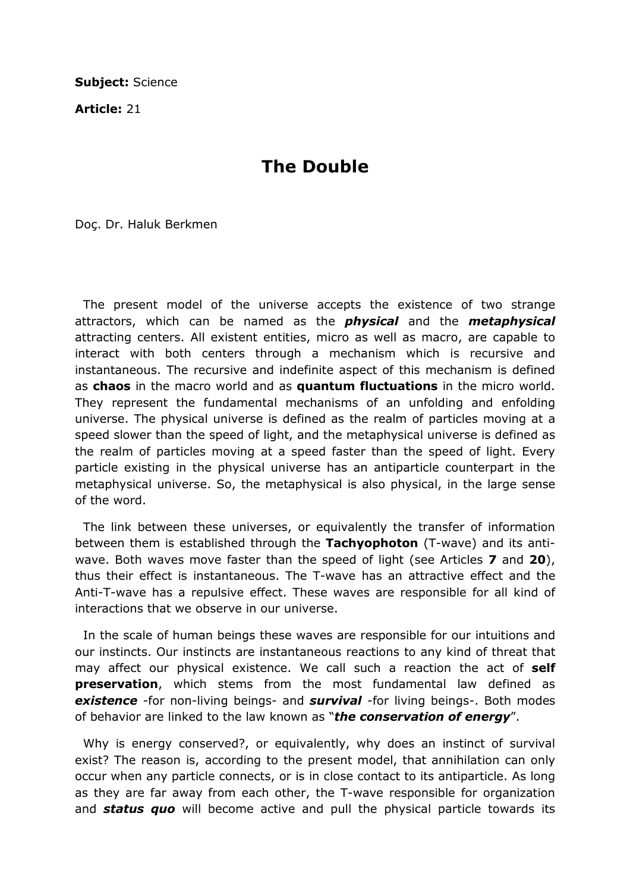**Subject:** Science

**Article:** 21

# The Double

Doç. Dr. Haluk Berkmen

The present model of the universe accepts the existence of two strange attractors, which can be named as the ***physical*** and the ***metaphysical*** attracting centers. All existent entities, micro as well as macro, are capable to interact with both centers through a mechanism which is recursive and instantaneous. The recursive and indefinite aspect of this mechanism is defined as **chaos** in the macro world and as **quantum fluctuations** in the micro world. They represent the fundamental mechanisms of an unfolding and enfolding universe. The physical universe is defined as the realm of particles moving at a speed slower than the speed of light, and the metaphysical universe is defined as the realm of particles moving at a speed faster than the speed of light. Every particle existing in the physical universe has an antiparticle counterpart in the metaphysical universe. So, the metaphysical is also physical, in the large sense of the word.

The link between these universes, or equivalently the transfer of information between them is established through the **Tachyophoton** (T-wave) and its anti-wave. Both waves move faster than the speed of light (see Articles **7** and **20**), thus their effect is instantaneous. The T-wave has an attractive effect and the Anti-T-wave has a repulsive effect. These waves are responsible for all kind of interactions that we observe in our universe.

In the scale of human beings these waves are responsible for our intuitions and our instincts. Our instincts are instantaneous reactions to any kind of threat that may affect our physical existence. We call such a reaction the act of **self preservation**, which stems from the most fundamental law defined as ***existence*** -for non-living beings- and ***survival*** -for living beings-. Both modes of behavior are linked to the law known as "***the conservation of energy***".

Why is energy conserved?, or equivalently, why does an instinct of survival exist? The reason is, according to the present model, that annihilation can only occur when any particle connects, or is in close contact to its antiparticle. As long as they are far away from each other, the T-wave responsible for organization and ***status quo*** will become active and pull the physical particle towards its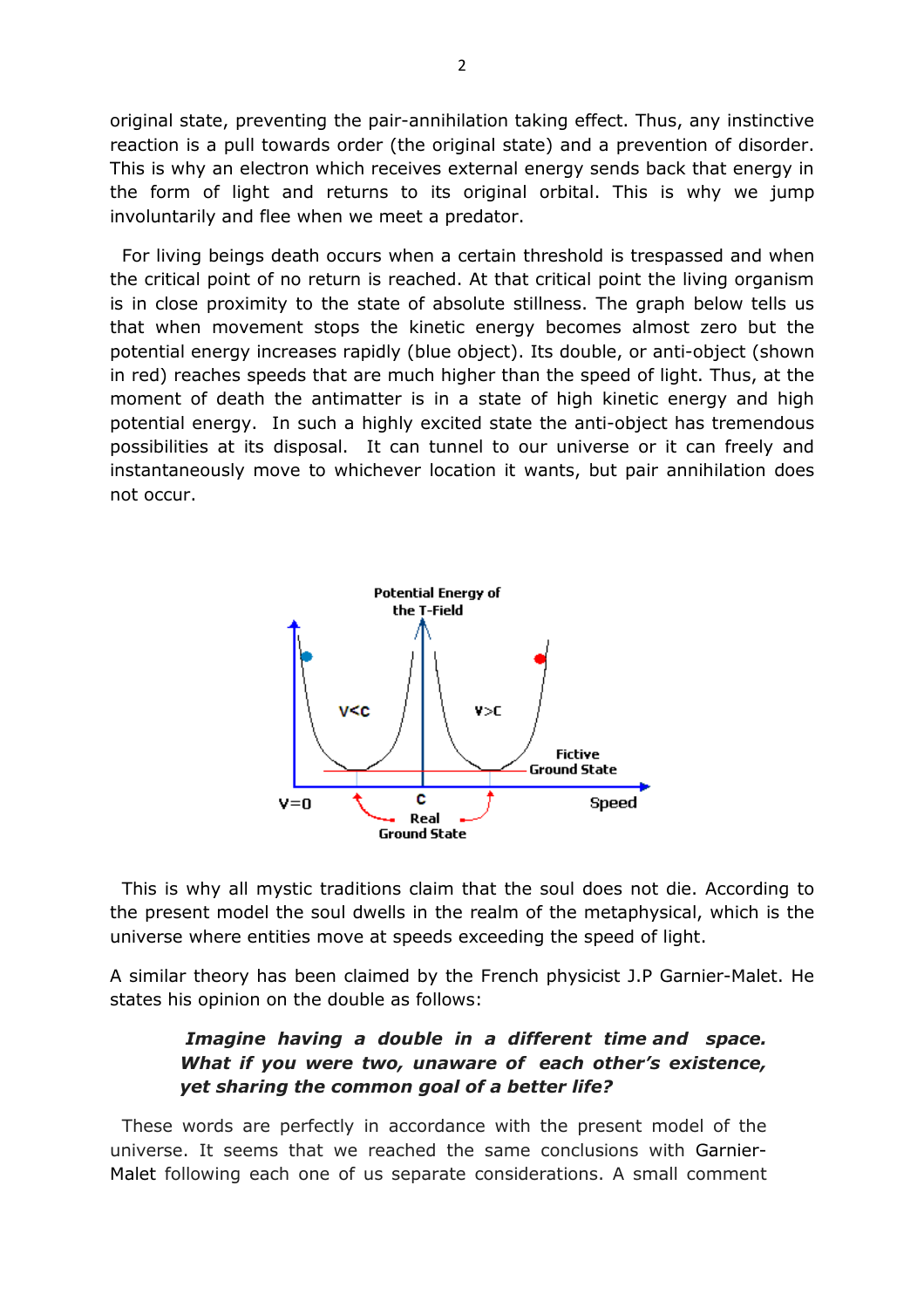original state, preventing the pair-annihilation taking effect. Thus, any instinctive reaction is a pull towards order (the original state) and a prevention of disorder. This is why an electron which receives external energy sends back that energy in the form of light and returns to its original orbital. This is why we jump involuntarily and flee when we meet a predator.

For living beings death occurs when a certain threshold is trespassed and when the critical point of no return is reached. At that critical point the living organism is in close proximity to the state of absolute stillness. The graph below tells us that when movement stops the kinetic energy becomes almost zero but the potential energy increases rapidly (blue object). Its double, or anti-object (shown in red) reaches speeds that are much higher than the speed of light. Thus, at the moment of death the antimatter is in a state of high kinetic energy and high potential energy. In such a highly excited state the anti-object has tremendous possibilities at its disposal. It can tunnel to our universe or it can freely and instantaneously move to whichever location it wants, but pair annihilation does not occur.

Potential Energy of the T-Field

V<C V>C

Fictive Ground State

V=0 C Speed

Real Ground State

This is why all mystic traditions claim that the soul does not die. According to the present model the soul dwells in the realm of the metaphysical, which is the universe where entities move at speeds exceeding the speed of light.

A similar theory has been claimed by the French physicist J.P Garnier-Malet. He states his opinion on the double as follows:

> ***Imagine having a double in a different time and space. What if you were two, unaware of each other's existence, yet sharing the common goal of a better life?***

These words are perfectly in accordance with the present model of the universe. It seems that we reached the same conclusions with Garnier-Malet following each one of us separate considerations. A small comment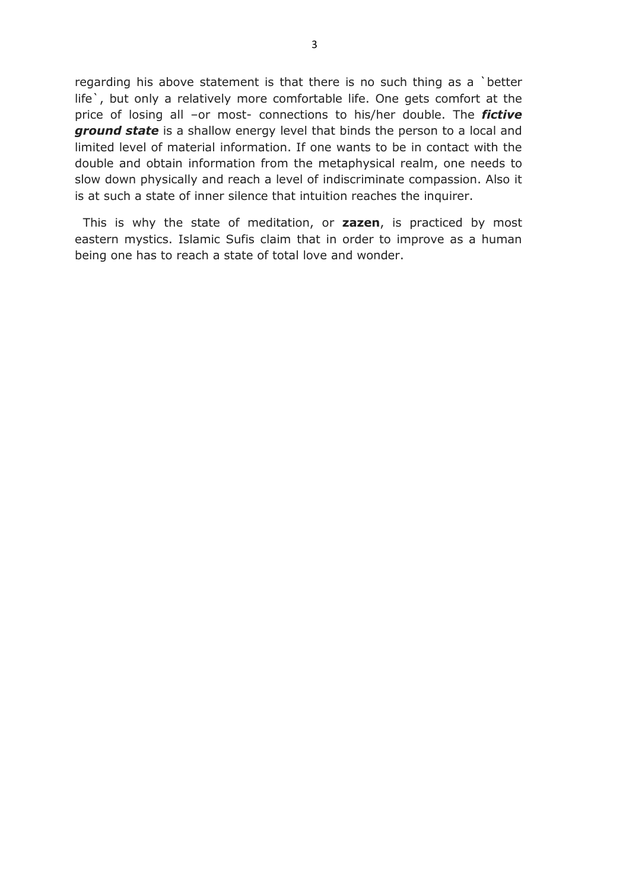regarding his above statement is that there is no such thing as a `better life`, but only a relatively more comfortable life. One gets comfort at the price of losing all –or most- connections to his/her double. The ***fictive ground state*** is a shallow energy level that binds the person to a local and limited level of material information. If one wants to be in contact with the double and obtain information from the metaphysical realm, one needs to slow down physically and reach a level of indiscriminate compassion. Also it is at such a state of inner silence that intuition reaches the inquirer.

This is why the state of meditation, or **zazen**, is practiced by most eastern mystics. Islamic Sufis claim that in order to improve as a human being one has to reach a state of total love and wonder.